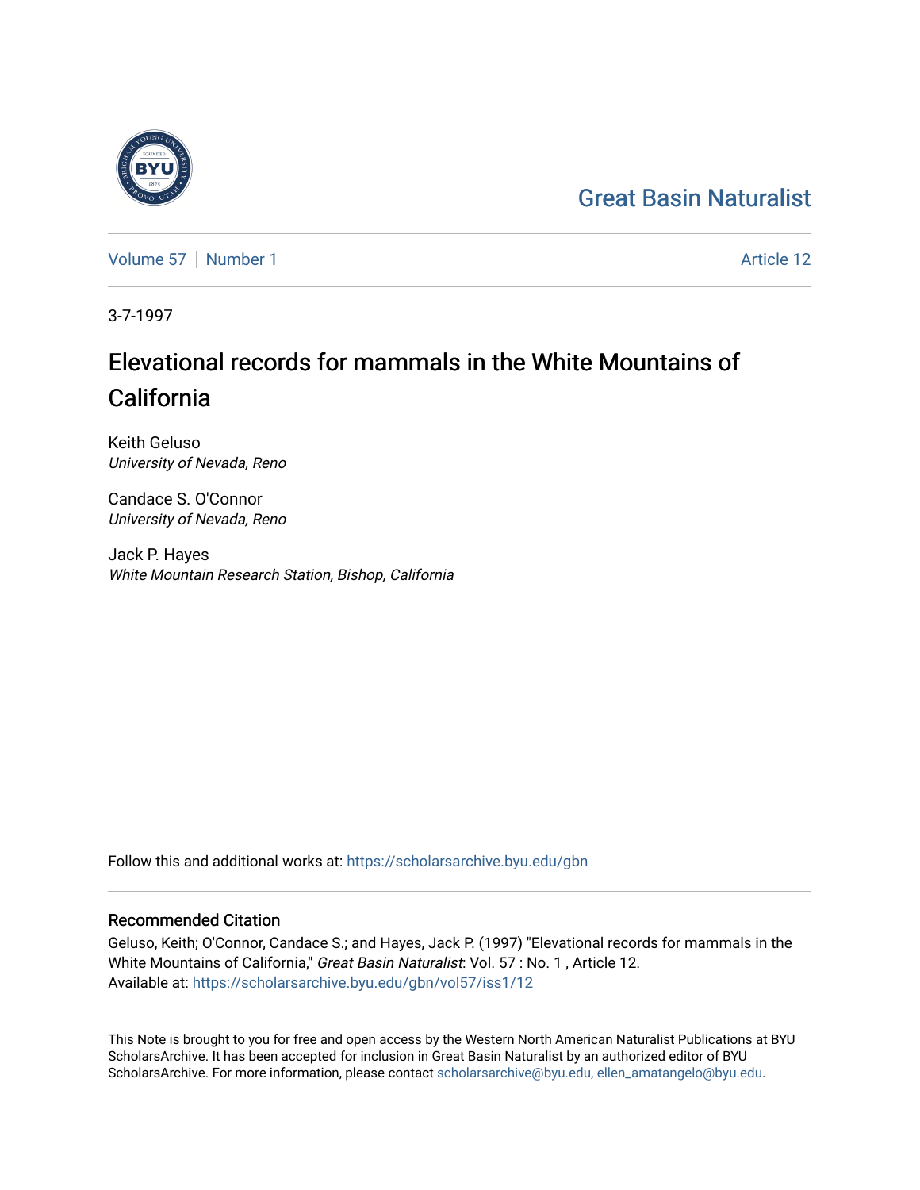Great Basin Naturalist

Volume 57 | Number 1 — Article 12

3-7-1997

# Elevational records for mammals in the White Mountains of California

Keith Geluso
*University of Nevada, Reno*

Candace S. O'Connor
*University of Nevada, Reno*

Jack P. Hayes
*White Mountain Research Station, Bishop, California*

Follow this and additional works at: https://scholarsarchive.byu.edu/gbn

## Recommended Citation

Geluso, Keith; O'Connor, Candace S.; and Hayes, Jack P. (1997) "Elevational records for mammals in the White Mountains of California," *Great Basin Naturalist*: Vol. 57 : No. 1 , Article 12.
Available at: https://scholarsarchive.byu.edu/gbn/vol57/iss1/12

This Note is brought to you for free and open access by the Western North American Naturalist Publications at BYU ScholarsArchive. It has been accepted for inclusion in Great Basin Naturalist by an authorized editor of BYU ScholarsArchive. For more information, please contact scholarsarchive@byu.edu, ellen_amatangelo@byu.edu.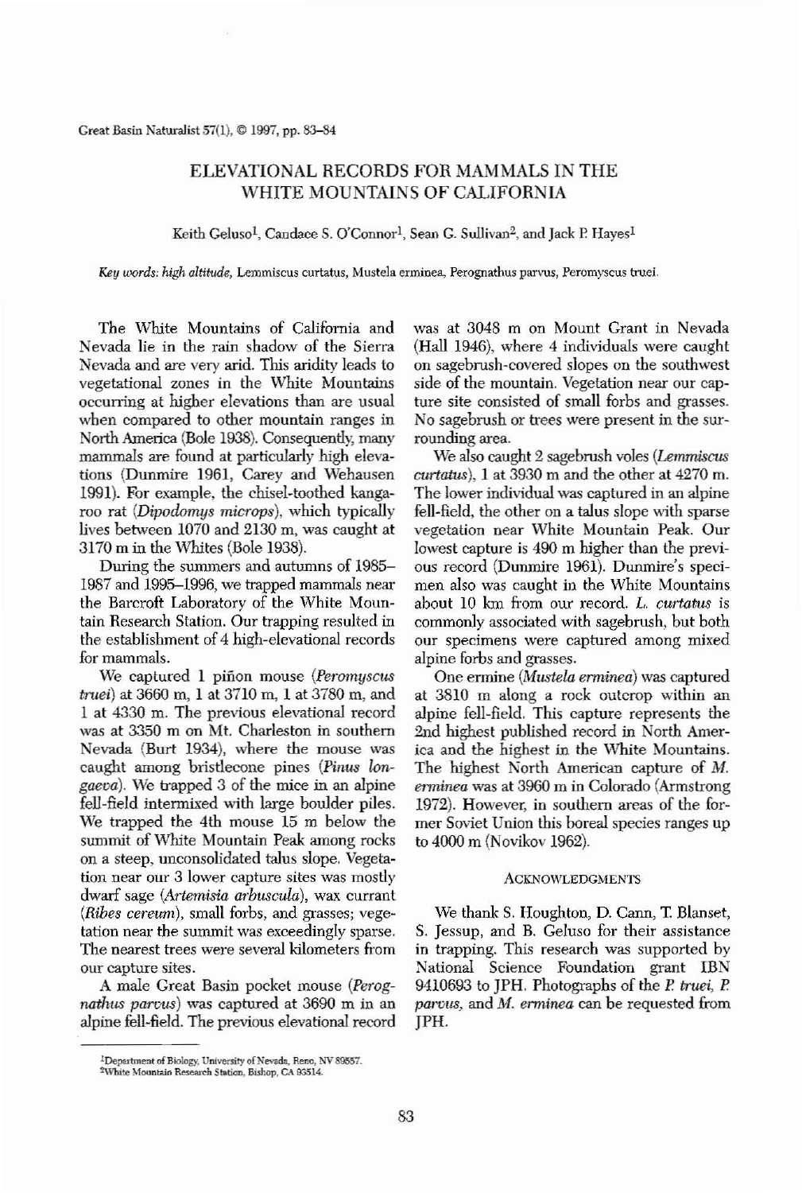# ELEVATIONAL RECORDS FOR MAMMALS IN THE WHITE MOUNTAINS OF CALIFORNIA

Keith Geluso[1], Candace S. O'Connor[1], Sean G. Sullivan[2], and Jack P. Hayes[1]

*Key words: high altitude,* Lemmiscus curtatus, Mustela erminea, Perognathus parvus, Peromyscus truei.

The White Mountains of California and Nevada lie in the rain shadow of the Sierra Nevada and are very arid. This aridity leads to vegetational zones in the White Mountains occurring at higher elevations than are usual when compared to other mountain ranges in North America (Bole 1938). Consequently, many mammals are found at particularly high elevations (Dunmire 1961, Carey and Wehausen 1991). For example, the chisel-toothed kangaroo rat (*Dipodomys microps*), which typically lives between 1070 and 2130 m, was caught at 3170 m in the Whites (Bole 1938).

During the summers and autumns of 1985–1987 and 1995–1996, we trapped mammals near the Barcroft Laboratory of the White Mountain Research Station. Our trapping resulted in the establishment of 4 high-elevational records for mammals.

We captured 1 piñon mouse (*Peromyscus truei*) at 3660 m, 1 at 3710 m, 1 at 3780 m, and 1 at 4330 m. The previous elevational record was at 3350 m on Mt. Charleston in southern Nevada (Burt 1934), where the mouse was caught among bristlecone pines (*Pinus longaeva*). We trapped 3 of the mice in an alpine fell-field intermixed with large boulder piles. We trapped the 4th mouse 15 m below the summit of White Mountain Peak among rocks on a steep, unconsolidated talus slope. Vegetation near our 3 lower capture sites was mostly dwarf sage (*Artemisia arbuscula*), wax currant (*Ribes cereum*), small forbs, and grasses; vegetation near the summit was exceedingly sparse. The nearest trees were several kilometers from our capture sites.

A male Great Basin pocket mouse (*Perognathus parvus*) was captured at 3690 m in an alpine fell-field. The previous elevational record was at 3048 m on Mount Grant in Nevada (Hall 1946), where 4 individuals were caught on sagebrush-covered slopes on the southwest side of the mountain. Vegetation near our capture site consisted of small forbs and grasses. No sagebrush or trees were present in the surrounding area.

We also caught 2 sagebrush voles (*Lemmiscus curtatus*), 1 at 3930 m and the other at 4270 m. The lower individual was captured in an alpine fell-field, the other on a talus slope with sparse vegetation near White Mountain Peak. Our lowest capture is 490 m higher than the previous record (Dunmire 1961). Dunmire's specimen also was caught in the White Mountains about 10 km from our record. *L. curtatus* is commonly associated with sagebrush, but both our specimens were captured among mixed alpine forbs and grasses.

One ermine (*Mustela erminea*) was captured at 3810 m along a rock outcrop within an alpine fell-field. This capture represents the 2nd highest published record in North America and the highest in the White Mountains. The highest North American capture of *M. erminea* was at 3960 m in Colorado (Armstrong 1972). However, in southern areas of the former Soviet Union this boreal species ranges up to 4000 m (Novikov 1962).

## Acknowledgments

We thank S. Houghton, D. Cann, T. Blanset, S. Jessup, and B. Geluso for their assistance in trapping. This research was supported by National Science Foundation grant IBN 9410693 to JPH. Photographs of the *P. truei*, *P. parvus*, and *M. erminea* can be requested from JPH.

---

[1]Department of Biology, University of Nevada, Reno, NV 89557.
[2]White Mountain Research Station, Bishop, CA 93514.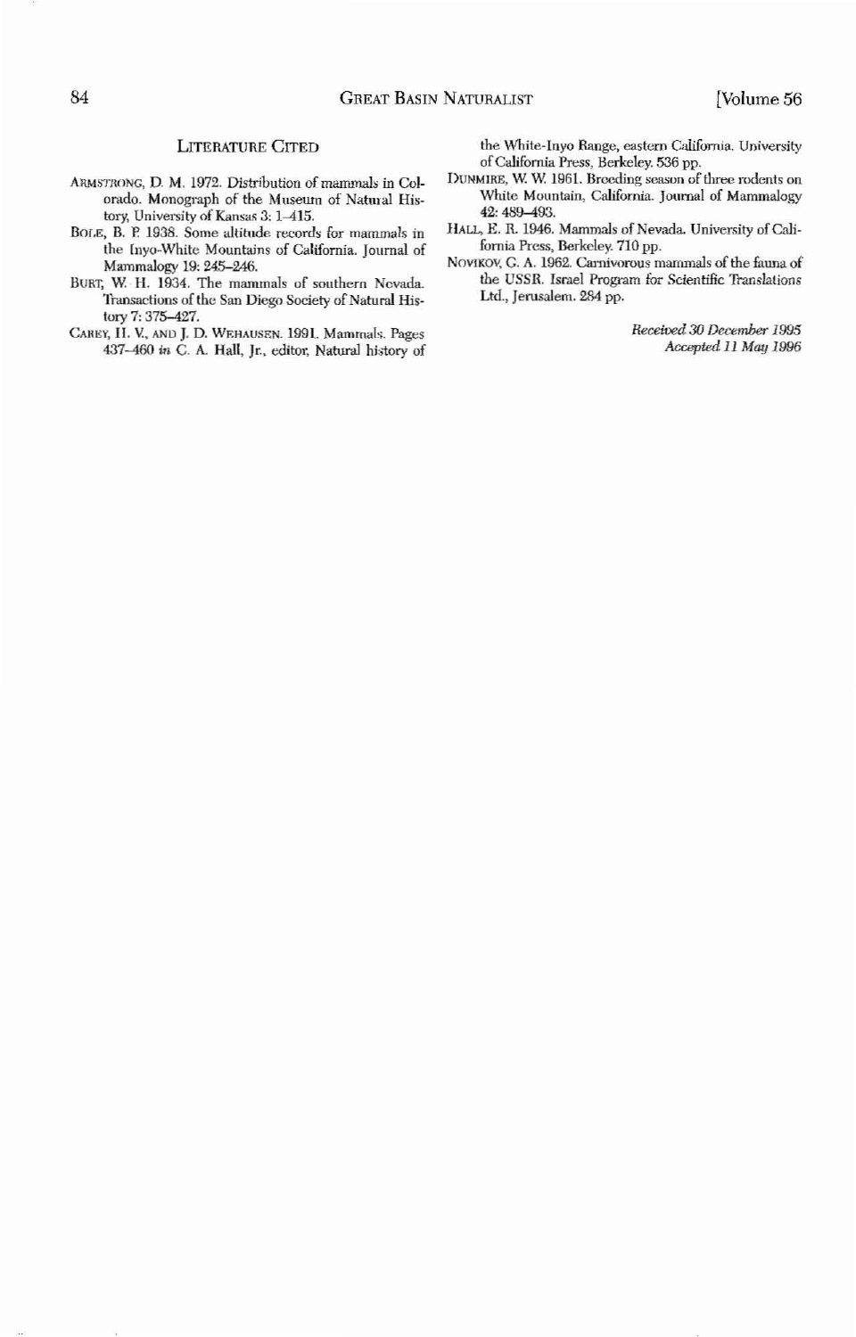## Literature Cited

ARMSTRONG, D. M. 1972. Distribution of mammals in Colorado. Monograph of the Museum of Natural History, University of Kansas 3: 1–415.

BOLE, B. P. 1938. Some altitude records for mammals in the Inyo-White Mountains of California. Journal of Mammalogy 19: 245–246.

BURT, W. H. 1934. The mammals of southern Nevada. Transactions of the San Diego Society of Natural History 7: 375–427.

CAREY, H. V., AND J. D. WEHAUSEN. 1991. Mammals. Pages 437–460 *in* C. A. Hall, Jr., editor, Natural history of the White-Inyo Range, eastern California. University of California Press, Berkeley. 536 pp.

DUNMIRE, W. W. 1961. Breeding season of three rodents on White Mountain, California. Journal of Mammalogy 42: 489–493.

HALL, E. R. 1946. Mammals of Nevada. University of California Press, Berkeley. 710 pp.

NOVIKOV, G. A. 1962. Carnivorous mammals of the fauna of the USSR. Israel Program for Scientific Translations Ltd., Jerusalem. 284 pp.

*Received 30 December 1995*
*Accepted 11 May 1996*